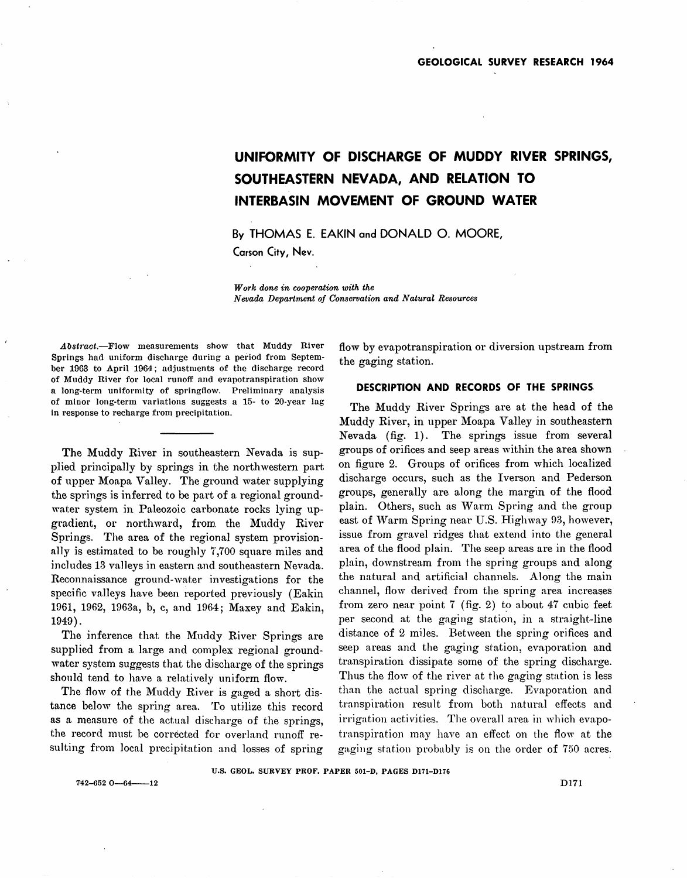# UNIFORMITY OF DISCHARGE OF MUDDY RIVER SPRINGS, SOUTHEASTERN NEVADA, AND RELATION TO INTERBASIN MOVEMENT OF GROUND WATER

By THOMAS E. EAKIN and DONALD O. MOORE,
Carson City, Nev.

*Work done in cooperation with the*
*Nevada Department of Conservation and Natural Resources*

*Abstract*.—Flow measurements show that Muddy River Springs had uniform discharge during a period from September 1963 to April 1964; adjustments of the discharge record of Muddy River for local runoff and evapotranspiration show a long-term uniformity of springflow. Preliminary analysis of minor long-term variations suggests a 15- to 20-year lag in response to recharge from precipitation.

---

The Muddy River in southeastern Nevada is supplied principally by springs in the northwestern part of upper Moapa Valley. The ground water supplying the springs is inferred to be part of a regional ground-water system in Paleozoic carbonate rocks lying upgradient, or northward, from the Muddy River Springs. The area of the regional system provisionally is estimated to be roughly 7,700 square miles and includes 13 valleys in eastern and southeastern Nevada. Reconnaissance ground-water investigations for the specific valleys have been reported previously (Eakin 1961, 1962, 1963a, b, c, and 1964; Maxey and Eakin, 1949).

The inference that the Muddy River Springs are supplied from a large and complex regional ground-water system suggests that the discharge of the springs should tend to have a relatively uniform flow.

The flow of the Muddy River is gaged a short distance below the spring area. To utilize this record as a measure of the actual discharge of the springs, the record must be corrected for overland runoff resulting from local precipitation and losses of spring flow by evapotranspiration or diversion upstream from the gaging station.

## DESCRIPTION AND RECORDS OF THE SPRINGS

The Muddy River Springs are at the head of the Muddy River, in upper Moapa Valley in southeastern Nevada (fig. 1). The springs issue from several groups of orifices and seep areas within the area shown on figure 2. Groups of orifices from which localized discharge occurs, such as the Iverson and Pederson groups, generally are along the margin of the flood plain. Others, such as Warm Spring and the group east of Warm Spring near U.S. Highway 93, however, issue from gravel ridges that extend into the general area of the flood plain. The seep areas are in the flood plain, downstream from the spring groups and along the natural and artificial channels. Along the main channel, flow derived from the spring area increases from zero near point 7 (fig. 2) to about 47 cubic feet per second at the gaging station, in a straight-line distance of 2 miles. Between the spring orifices and seep areas and the gaging station, evaporation and transpiration dissipate some of the spring discharge. Thus the flow of the river at the gaging station is less than the actual spring discharge. Evaporation and transpiration result from both natural effects and irrigation activities. The overall area in which evapotranspiration may have an effect on the flow at the gaging station probably is on the order of 750 acres.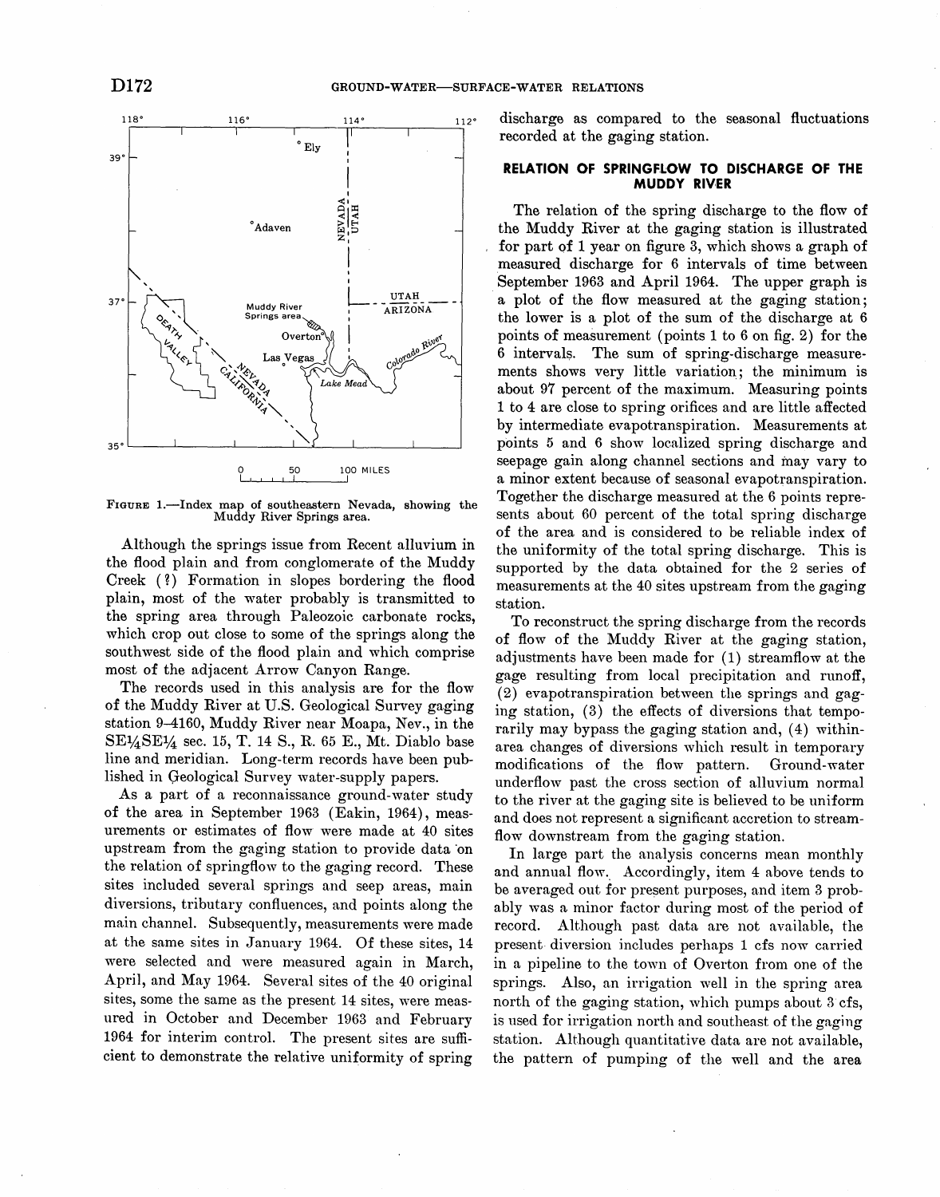FIGURE 1.—Index map of southeastern Nevada, showing the Muddy River Springs area.

Although the springs issue from Recent alluvium in the flood plain and from conglomerate of the Muddy Creek (?) Formation in slopes bordering the flood plain, most of the water probably is transmitted to the spring area through Paleozoic carbonate rocks, which crop out close to some of the springs along the southwest side of the flood plain and which comprise most of the adjacent Arrow Canyon Range.

The records used in this analysis are for the flow of the Muddy River at U.S. Geological Survey gaging station 9–4160, Muddy River near Moapa, Nev., in the SE¼SE¼ sec. 15, T. 14 S., R. 65 E., Mt. Diablo base line and meridian. Long-term records have been published in Geological Survey water-supply papers.

As a part of a reconnaissance ground-water study of the area in September 1963 (Eakin, 1964), measurements or estimates of flow were made at 40 sites upstream from the gaging station to provide data on the relation of springflow to the gaging record. These sites included several springs and seep areas, main diversions, tributary confluences, and points along the main channel. Subsequently, measurements were made at the same sites in January 1964. Of these sites, 14 were selected and were measured again in March, April, and May 1964. Several sites of the 40 original sites, some the same as the present 14 sites, were measured in October and December 1963 and February 1964 for interim control. The present sites are sufficient to demonstrate the relative uniformity of spring discharge as compared to the seasonal fluctuations recorded at the gaging station.

## RELATION OF SPRINGFLOW TO DISCHARGE OF THE MUDDY RIVER

The relation of the spring discharge to the flow of the Muddy River at the gaging station is illustrated for part of 1 year on figure 3, which shows a graph of measured discharge for 6 intervals of time between September 1963 and April 1964. The upper graph is a plot of the flow measured at the gaging station; the lower is a plot of the sum of the discharge at 6 points of measurement (points 1 to 6 on fig. 2) for the 6 intervals. The sum of spring-discharge measurements shows very little variation; the minimum is about 97 percent of the maximum. Measuring points 1 to 4 are close to spring orifices and are little affected by intermediate evapotranspiration. Measurements at points 5 and 6 show localized spring discharge and seepage gain along channel sections and may vary to a minor extent because of seasonal evapotranspiration. Together the discharge measured at the 6 points represents about 60 percent of the total spring discharge of the area and is considered to be reliable index of the uniformity of the total spring discharge. This is supported by the data obtained for the 2 series of measurements at the 40 sites upstream from the gaging station.

To reconstruct the spring discharge from the records of flow of the Muddy River at the gaging station, adjustments have been made for (1) streamflow at the gage resulting from local precipitation and runoff, (2) evapotranspiration between the springs and gaging station, (3) the effects of diversions that temporarily may bypass the gaging station and, (4) within-area changes of diversions which result in temporary modifications of the flow pattern. Ground-water underflow past the cross section of alluvium normal to the river at the gaging site is believed to be uniform and does not represent a significant accretion to streamflow downstream from the gaging station.

In large part the analysis concerns mean monthly and annual flow. Accordingly, item 4 above tends to be averaged out for present purposes, and item 3 probably was a minor factor during most of the period of record. Although past data are not available, the present diversion includes perhaps 1 cfs now carried in a pipeline to the town of Overton from one of the springs. Also, an irrigation well in the spring area north of the gaging station, which pumps about 3 cfs, is used for irrigation north and southeast of the gaging station. Although quantitative data are not available, the pattern of pumping of the well and the area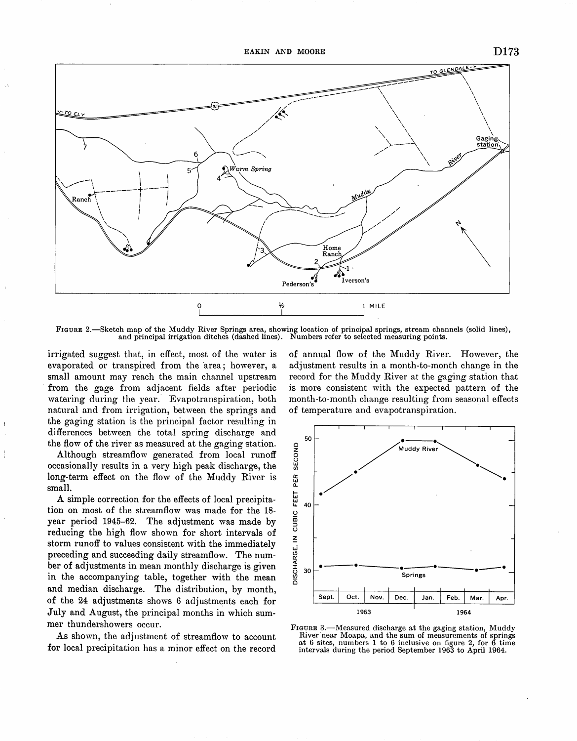FIGURE 2.—Sketch map of the Muddy River Springs area, showing location of principal springs, stream channels (solid lines), and principal irrigation ditches (dashed lines). Numbers refer to selected measuring points.

irrigated suggest that, in effect, most of the water is evaporated or transpired from the area; however, a small amount may reach the main channel upstream from the gage from adjacent fields after periodic watering during the year. Evapotranspiration, both natural and from irrigation, between the springs and the gaging station is the principal factor resulting in differences between the total spring discharge and the flow of the river as measured at the gaging station.

Although streamflow generated from local runoff occasionally results in a very high peak discharge, the long-term effect on the flow of the Muddy River is small.

A simple correction for the effects of local precipitation on most of the streamflow was made for the 18-year period 1945–62. The adjustment was made by reducing the high flow shown for short intervals of storm runoff to values consistent with the immediately preceding and succeeding daily streamflow. The number of adjustments in mean monthly discharge is given in the accompanying table, together with the mean and median discharge. The distribution, by month, of the 24 adjustments shows 6 adjustments each for July and August, the principal months in which summer thundershowers occur.

As shown, the adjustment of streamflow to account for local precipitation has a minor effect on the record of annual flow of the Muddy River. However, the adjustment results in a month-to-month change in the record for the Muddy River at the gaging station that is more consistent with the expected pattern of the month-to-month change resulting from seasonal effects of temperature and evapotranspiration.

FIGURE 3.—Measured discharge at the gaging station, Muddy River near Moapa, and the sum of measurements of springs at 6 sites, numbers 1 to 6 inclusive on figure 2, for 6 time intervals during the period September 1963 to April 1964.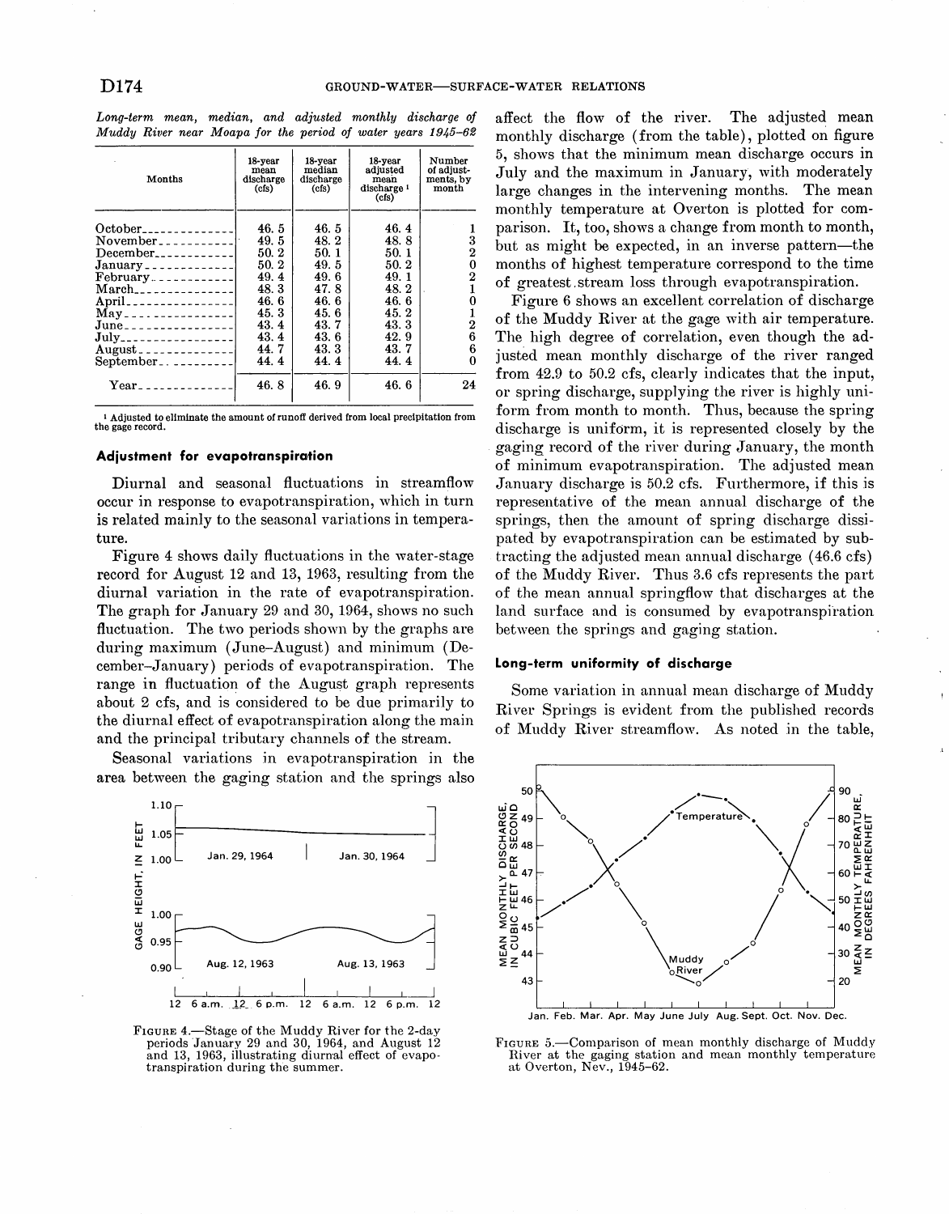*Long-term mean, median, and adjusted monthly discharge of Muddy River near Moapa for the period of water years 1945–62*

| Months | 18-year mean discharge (cfs) | 18-year median discharge (cfs) | 18-year adjusted mean discharge [1] (cfs) | Number of adjustments, by month |
|---|---|---|---|---|
| October | 46.5 | 46.5 | 46.4 | 1 |
| November | 49.5 | 48.2 | 48.8 | 3 |
| December | 50.2 | 50.1 | 50.1 | 2 |
| January | 50.2 | 49.5 | 50.2 | 0 |
| February | 49.4 | 49.6 | 49.1 | 2 |
| March | 48.3 | 47.8 | 48.2 | 1 |
| April | 46.6 | 46.6 | 46.6 | 0 |
| May | 45.3 | 45.6 | 45.2 | 1 |
| June | 43.4 | 43.7 | 43.3 | 2 |
| July | 43.4 | 43.6 | 42.9 | 6 |
| August | 44.7 | 43.3 | 43.7 | 6 |
| September | 44.4 | 44.4 | 44.4 | 0 |
| Year | 46.8 | 46.9 | 46.6 | 24 |

[1] Adjusted to eliminate the amount of runoff derived from local precipitation from the gage record.

### Adjustment for evapotranspiration

Diurnal and seasonal fluctuations in streamflow occur in response to evapotranspiration, which in turn is related mainly to the seasonal variations in temperature.

Figure 4 shows daily fluctuations in the water-stage record for August 12 and 13, 1963, resulting from the diurnal variation in the rate of evapotranspiration. The graph for January 29 and 30, 1964, shows no such fluctuation. The two periods shown by the graphs are during maximum (June–August) and minimum (December–January) periods of evapotranspiration. The range in fluctuation of the August graph represents about 2 cfs, and is considered to be due primarily to the diurnal effect of evapotranspiration along the main and the principal tributary channels of the stream.

Seasonal variations in evapotranspiration in the area between the gaging station and the springs also affect the flow of the river. The adjusted mean monthly discharge (from the table), plotted on figure 5, shows that the minimum mean discharge occurs in July and the maximum in January, with moderately large changes in the intervening months. The mean monthly temperature at Overton is plotted for comparison. It, too, shows a change from month to month, but as might be expected, in an inverse pattern—the months of highest temperature correspond to the time of greatest stream loss through evapotranspiration.

FIGURE 4.—Stage of the Muddy River for the 2-day periods January 29 and 30, 1964, and August 12 and 13, 1963, illustrating diurnal effect of evapotranspiration during the summer.

FIGURE 5.—Comparison of mean monthly discharge of Muddy River at the gaging station and mean monthly temperature at Overton, Nev., 1945–62.

Figure 6 shows an excellent correlation of discharge of the Muddy River at the gage with air temperature. The high degree of correlation, even though the adjusted mean monthly discharge of the river ranged from 42.9 to 50.2 cfs, clearly indicates that the input, or spring discharge, supplying the river is highly uniform from month to month. Thus, because the spring discharge is uniform, it is represented closely by the gaging record of the river during January, the month of minimum evapotranspiration. The adjusted mean January discharge is 50.2 cfs. Furthermore, if this is representative of the mean annual discharge of the springs, then the amount of spring discharge dissipated by evapotranspiration can be estimated by subtracting the adjusted mean annual discharge (46.6 cfs) of the Muddy River. Thus 3.6 cfs represents the part of the mean annual springflow that discharges at the land surface and is consumed by evapotranspiration between the springs and gaging station.

### Long-term uniformity of discharge

Some variation in annual mean discharge of Muddy River Springs is evident from the published records of Muddy River streamflow. As noted in the table,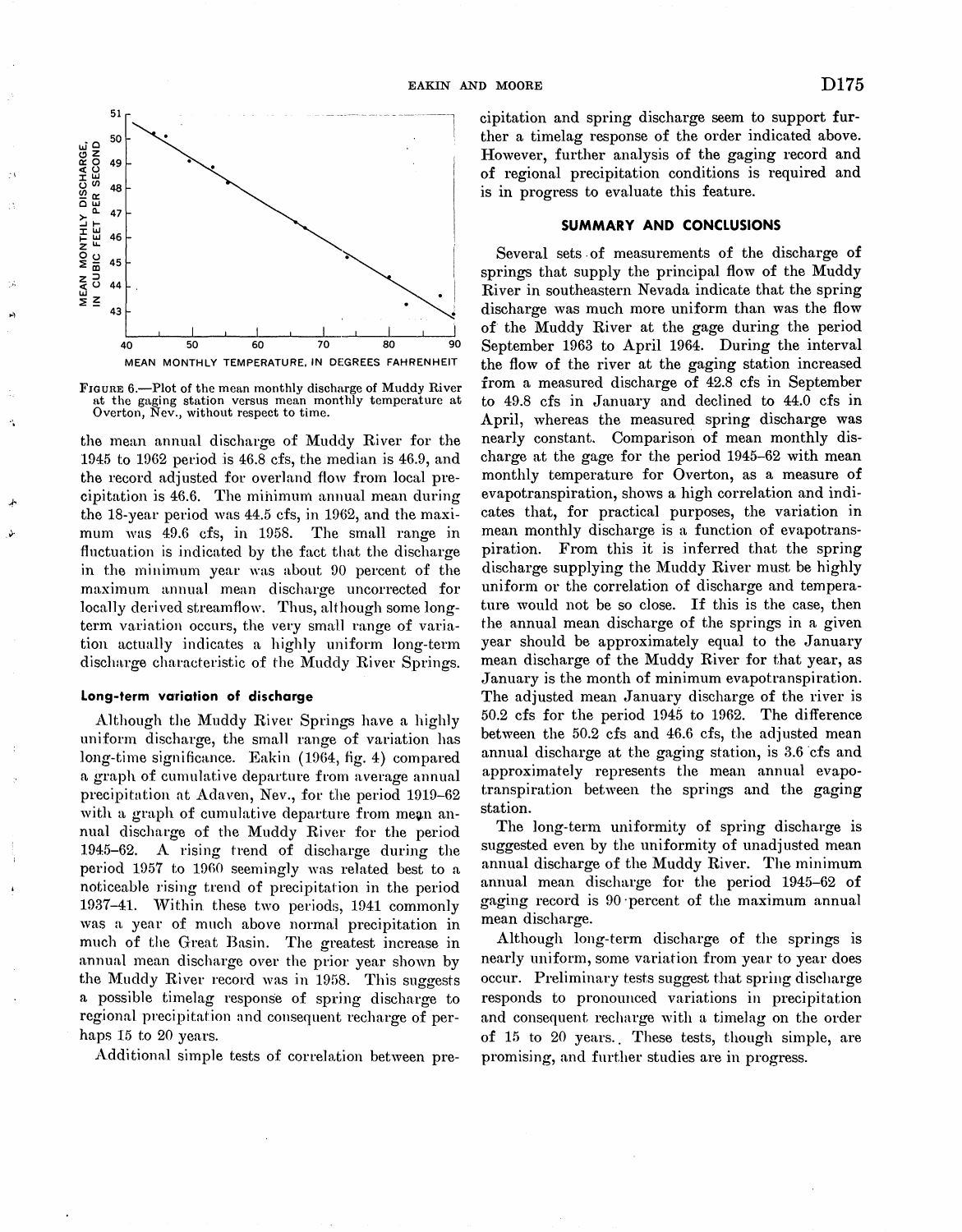FIGURE 6.—Plot of the mean monthly discharge of Muddy River at the gaging station versus mean monthly temperature at Overton, Nev., without respect to time.

the mean annual discharge of Muddy River for the 1945 to 1962 period is 46.8 cfs, the median is 46.9, and the record adjusted for overland flow from local precipitation is 46.6. The minimum annual mean during the 18-year period was 44.5 cfs, in 1962, and the maximum was 49.6 cfs, in 1958. The small range in fluctuation is indicated by the fact that the discharge in the minimum year was about 90 percent of the maximum annual mean discharge uncorrected for locally derived streamflow. Thus, although some long-term variation occurs, the very small range of variation actually indicates a highly uniform long-term discharge characteristic of the Muddy River Springs.

### Long-term variation of discharge

Although the Muddy River Springs have a highly uniform discharge, the small range of variation has long-time significance. Eakin (1964, fig. 4) compared a graph of cumulative departure from average annual precipitation at Adaven, Nev., for the period 1919–62 with a graph of cumulative departure from mean annual discharge of the Muddy River for the period 1945–62. A rising trend of discharge during the period 1957 to 1960 seemingly was related best to a noticeable rising trend of precipitation in the period 1937–41. Within these two periods, 1941 commonly was a year of much above normal precipitation in much of the Great Basin. The greatest increase in annual mean discharge over the prior year shown by the Muddy River record was in 1958. This suggests a possible timelag response of spring discharge to regional precipitation and consequent recharge of perhaps 15 to 20 years.

Additional simple tests of correlation between precipitation and spring discharge seem to support further a timelag response of the order indicated above. However, further analysis of the gaging record and of regional precipitation conditions is required and is in progress to evaluate this feature.

## SUMMARY AND CONCLUSIONS

Several sets of measurements of the discharge of springs that supply the principal flow of the Muddy River in southeastern Nevada indicate that the spring discharge was much more uniform than was the flow of the Muddy River at the gage during the period September 1963 to April 1964. During the interval the flow of the river at the gaging station increased from a measured discharge of 42.8 cfs in September to 49.8 cfs in January and declined to 44.0 cfs in April, whereas the measured spring discharge was nearly constant. Comparison of mean monthly discharge at the gage for the period 1945–62 with mean monthly temperature for Overton, as a measure of evapotranspiration, shows a high correlation and indicates that, for practical purposes, the variation in mean monthly discharge is a function of evapotranspiration. From this it is inferred that the spring discharge supplying the Muddy River must be highly uniform or the correlation of discharge and temperature would not be so close. If this is the case, then the annual mean discharge of the springs in a given year should be approximately equal to the January mean discharge of the Muddy River for that year, as January is the month of minimum evapotranspiration. The adjusted mean January discharge of the river is 50.2 cfs for the period 1945 to 1962. The difference between the 50.2 cfs and 46.6 cfs, the adjusted mean annual discharge at the gaging station, is 3.6 cfs and approximately represents the mean annual evapotranspiration between the springs and the gaging station.

The long-term uniformity of spring discharge is suggested even by the uniformity of unadjusted mean annual discharge of the Muddy River. The minimum annual mean discharge for the period 1945–62 of gaging record is 90 percent of the maximum annual mean discharge.

Although long-term discharge of the springs is nearly uniform, some variation from year to year does occur. Preliminary tests suggest that spring discharge responds to pronounced variations in precipitation and consequent recharge with a timelag on the order of 15 to 20 years. These tests, though simple, are promising, and further studies are in progress.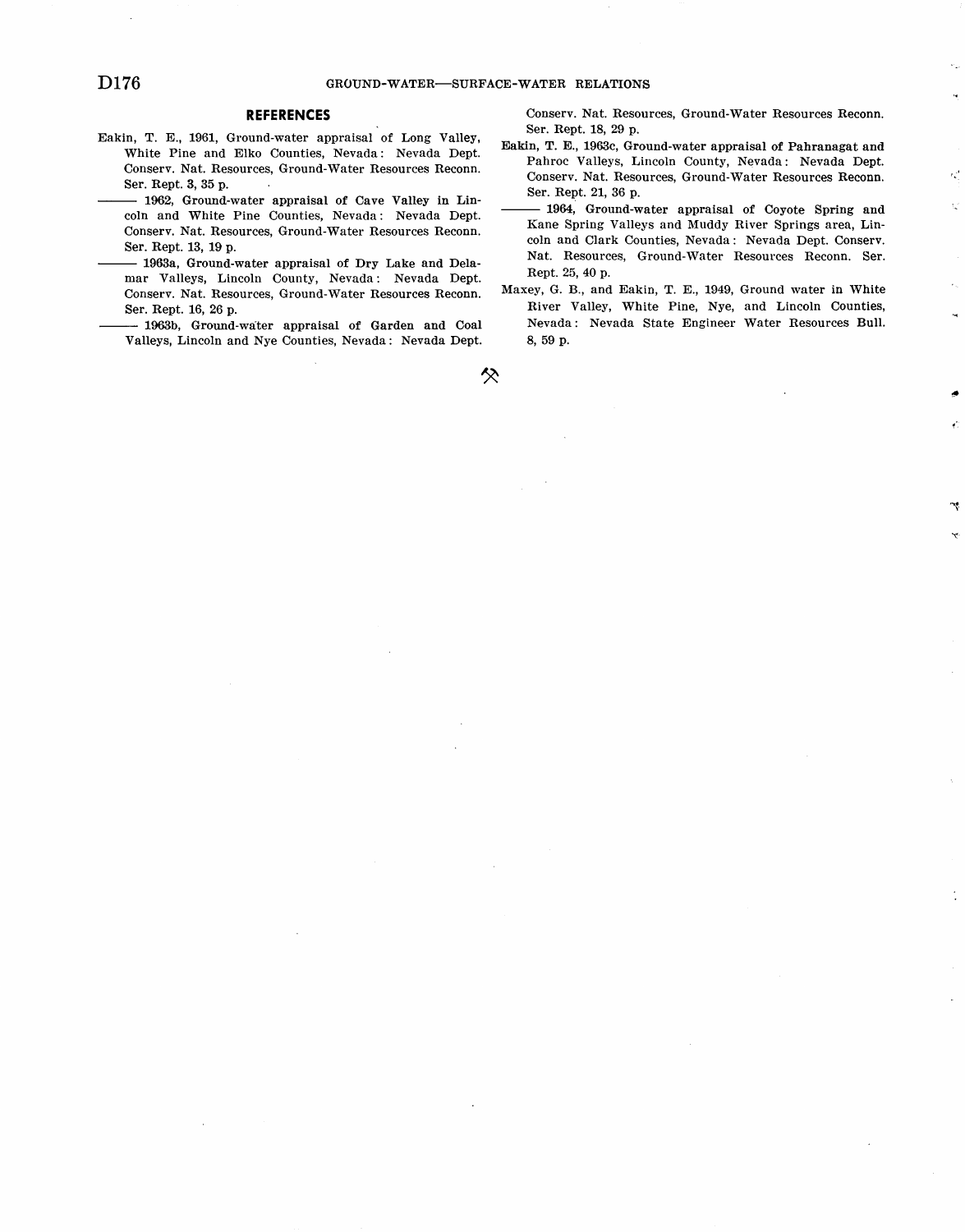## REFERENCES

Eakin, T. E., 1961, Ground-water appraisal of Long Valley, White Pine and Elko Counties, Nevada: Nevada Dept. Conserv. Nat. Resources, Ground-Water Resources Reconn. Ser. Rept. 3, 35 p.

——— 1962, Ground-water appraisal of Cave Valley in Lincoln and White Pine Counties, Nevada: Nevada Dept. Conserv. Nat. Resources, Ground-Water Resources Reconn. Ser. Rept. 13, 19 p.

——— 1963a, Ground-water appraisal of Dry Lake and Delamar Valleys, Lincoln County, Nevada: Nevada Dept. Conserv. Nat. Resources, Ground-Water Resources Reconn. Ser. Rept. 16, 26 p.

——— 1963b, Ground-water appraisal of Garden and Coal Valleys, Lincoln and Nye Counties, Nevada: Nevada Dept. Conserv. Nat. Resources, Ground-Water Resources Reconn. Ser. Rept. 18, 29 p.

Eakin, T. E., 1963c, Ground-water appraisal of Pahranagat and Pahroc Valleys, Lincoln County, Nevada: Nevada Dept. Conserv. Nat. Resources, Ground-Water Resources Reconn. Ser. Rept. 21, 36 p.

——— 1964, Ground-water appraisal of Coyote Spring and Kane Spring Valleys and Muddy River Springs area, Lincoln and Clark Counties, Nevada: Nevada Dept. Conserv. Nat. Resources, Ground-Water Resources Reconn. Ser. Rept. 25, 40 p.

Maxey, G. B., and Eakin, T. E., 1949, Ground water in White River Valley, White Pine, Nye, and Lincoln Counties, Nevada: Nevada State Engineer Water Resources Bull. 8, 59 p.